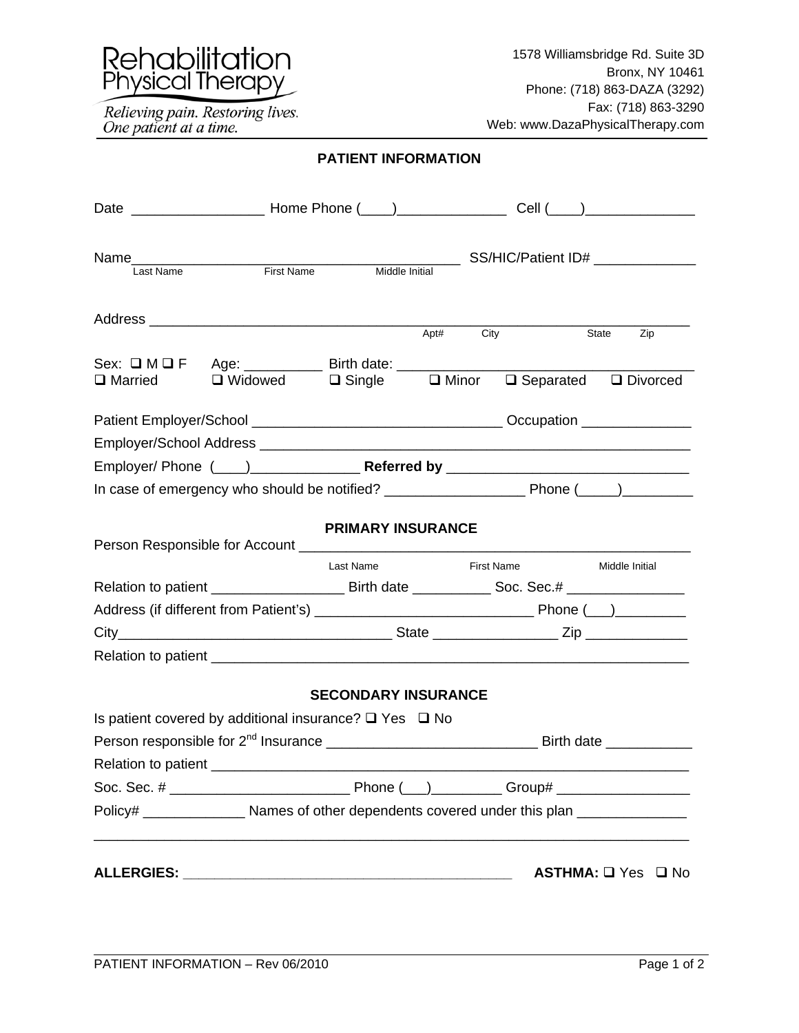**Rehabilitation Physical Therapy**

*Relieving pain. Restoring lives. One patient at a time.*

1578 Williamsbridge Rd. Suite 3D
Bronx, NY 10461
Phone: (718) 863-DAZA (3292)
Fax: (718) 863-3290
Web: www.DazaPhysicalTherapy.com

## PATIENT INFORMATION

Date _________________ Home Phone (____)______________ Cell (____)______________

Name__________________________________________ SS/HIC/Patient ID# _____________
Last Name First Name Middle Initial

Address _____________________________________________________________________
Apt# City State Zip

Sex: ❑ M ❑ F Age: __________ Birth date: __________________________________
❑ Married ❑ Widowed ❑ Single ❑ Minor ❑ Separated ❑ Divorced

Patient Employer/School ________________________________ Occupation ______________

Employer/School Address _____________________________________________________

Employer/ Phone (____)______________ **Referred by** _______________________________

In case of emergency who should be notified? __________________ Phone (_____)_________

## PRIMARY INSURANCE

Person Responsible for Account ______________________________________________
Last Name First Name Middle Initial

Relation to patient _________________ Birth date __________ Soc. Sec.# _______________

Address (if different from Patient's) ____________________________ Phone (___)_________

City___________________________________ State ________________ Zip _____________

Relation to patient ____________________________________________________________

## SECONDARY INSURANCE

Is patient covered by additional insurance? ❑ Yes ❑ No

Person responsible for 2nd Insurance ___________________________ Birth date ___________

Relation to patient ____________________________________________________________

Soc. Sec. # _______________________ Phone (___)_________ Group# _________________

Policy# _____________ Names of other dependents covered under this plan ______________

______________________________________________________________________________

**ALLERGIES:** ___________________________________________ **ASTHMA:** ❑ Yes ❑ No

PATIENT INFORMATION – Rev 06/2010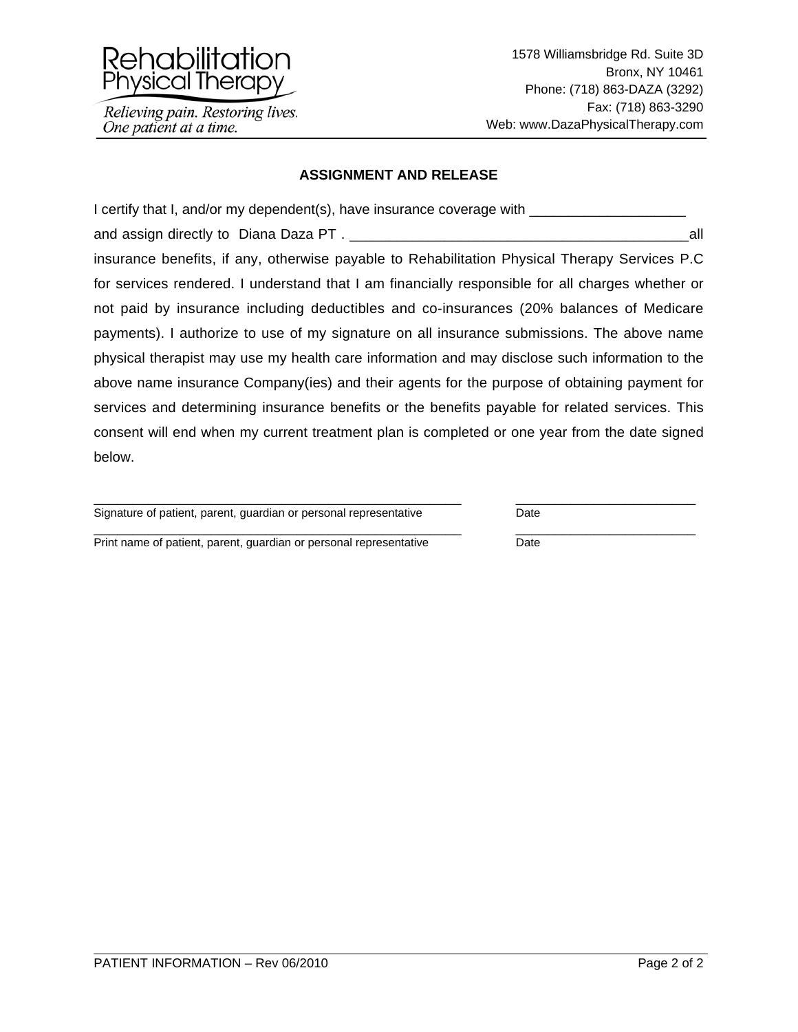Rehabilitation Physical Therapy

*Relieving pain. Restoring lives. One patient at a time.*

1578 Williamsbridge Rd. Suite 3D
Bronx, NY 10461
Phone: (718) 863-DAZA (3292)
Fax: (718) 863-3290
Web: www.DazaPhysicalTherapy.com

## ASSIGNMENT AND RELEASE

I certify that I, and/or my dependent(s), have insurance coverage with ____________________ and assign directly to Diana Daza PT . ____________________________________________all insurance benefits, if any, otherwise payable to Rehabilitation Physical Therapy Services P.C for services rendered. I understand that I am financially responsible for all charges whether or not paid by insurance including deductibles and co-insurances (20% balances of Medicare payments). I authorize to use of my signature on all insurance submissions. The above name physical therapist may use my health care information and may disclose such information to the above name insurance Company(ies) and their agents for the purpose of obtaining payment for services and determining insurance benefits or the benefits payable for related services. This consent will end when my current treatment plan is completed or one year from the date signed below.

________________________________________________ ________________________
Signature of patient, parent, guardian or personal representative Date

________________________________________________ ________________________
Print name of patient, parent, guardian or personal representative Date

PATIENT INFORMATION – Rev 06/2010